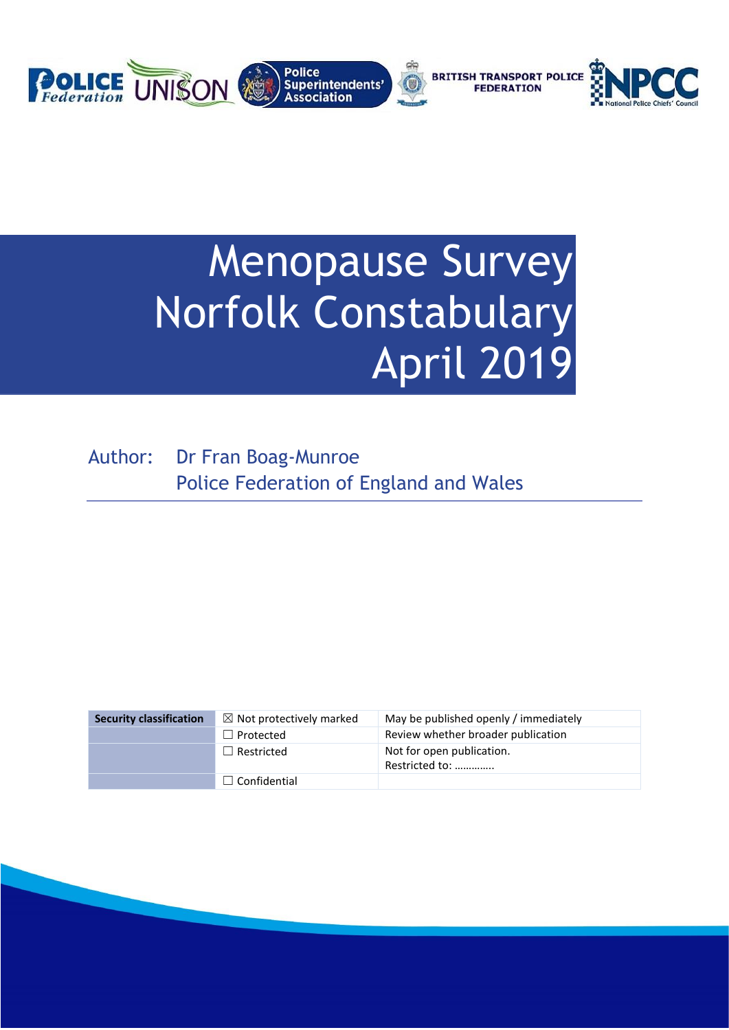# Menopause Survey Norfolk Constabulary April 2019

Author: Dr Fran Boag-Munroe
Police Federation of England and Wales

| Security classification | ☒ Not protectively marked | May be published openly / immediately |
|---|---|---|
| | ☐ Protected | Review whether broader publication |
| | ☐ Restricted | Not for open publication. Restricted to: …………. |
| | ☐ Confidential | |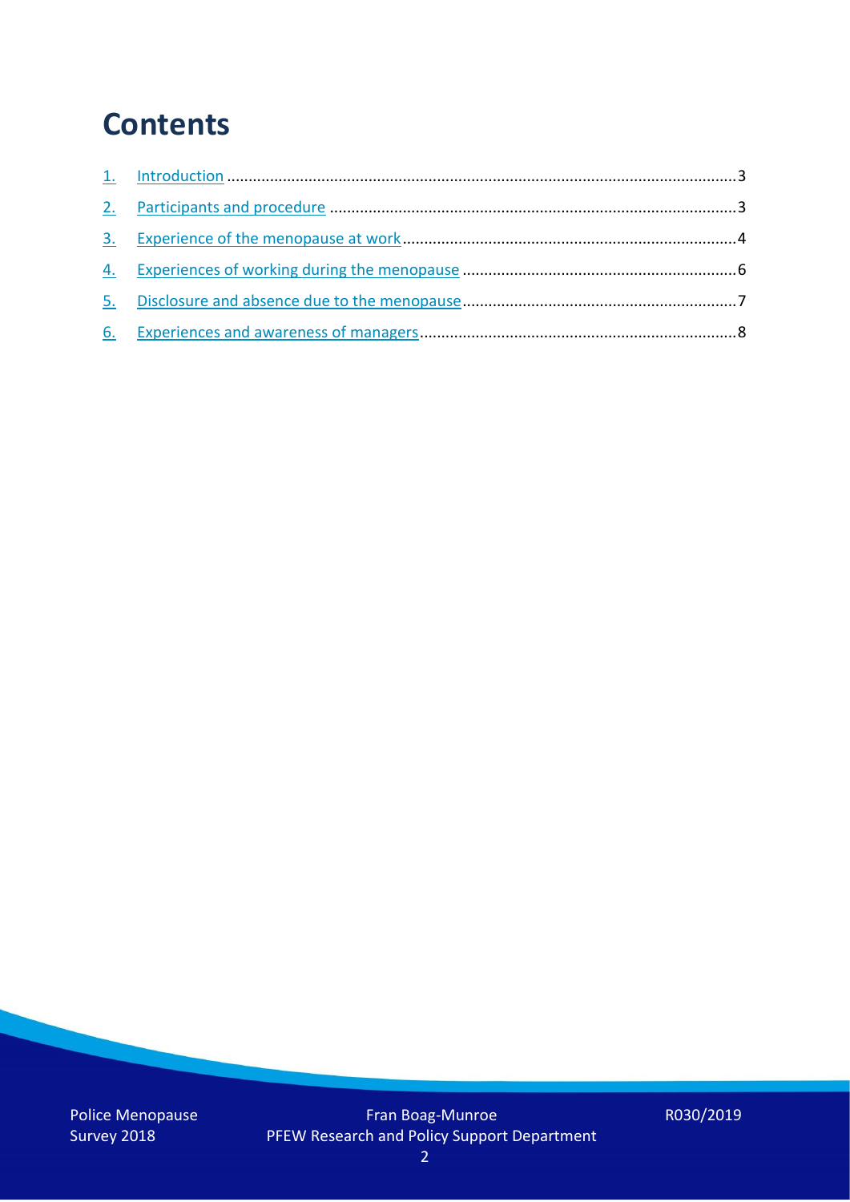# Contents

1. Introduction .......... 3
2. Participants and procedure .......... 3
3. Experience of the menopause at work .......... 4
4. Experiences of working during the menopause .......... 6
5. Disclosure and absence due to the menopause .......... 7
6. Experiences and awareness of managers .......... 8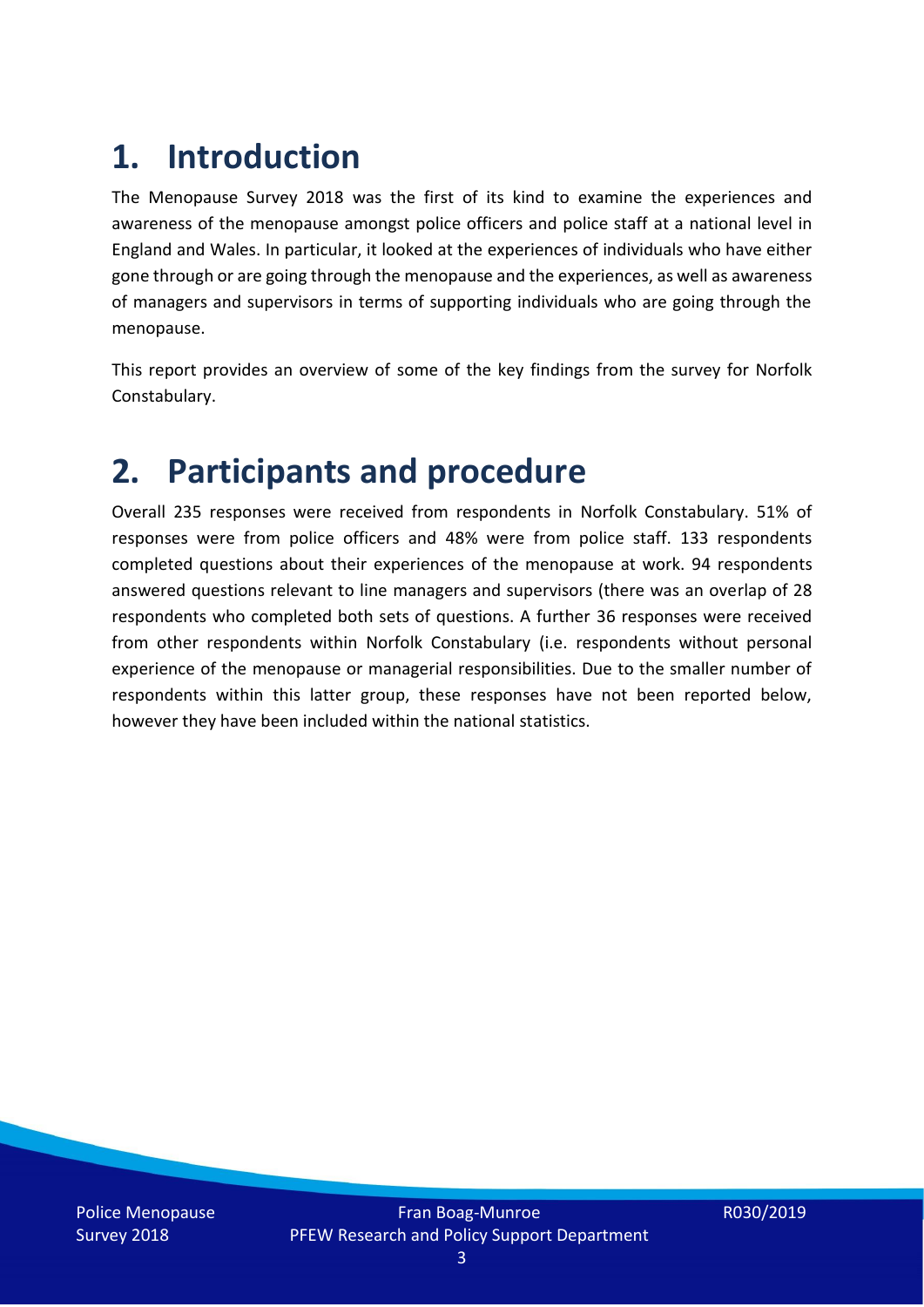# 1. Introduction

The Menopause Survey 2018 was the first of its kind to examine the experiences and awareness of the menopause amongst police officers and police staff at a national level in England and Wales. In particular, it looked at the experiences of individuals who have either gone through or are going through the menopause and the experiences, as well as awareness of managers and supervisors in terms of supporting individuals who are going through the menopause.

This report provides an overview of some of the key findings from the survey for Norfolk Constabulary.

# 2. Participants and procedure

Overall 235 responses were received from respondents in Norfolk Constabulary. 51% of responses were from police officers and 48% were from police staff. 133 respondents completed questions about their experiences of the menopause at work. 94 respondents answered questions relevant to line managers and supervisors (there was an overlap of 28 respondents who completed both sets of questions. A further 36 responses were received from other respondents within Norfolk Constabulary (i.e. respondents without personal experience of the menopause or managerial responsibilities. Due to the smaller number of respondents within this latter group, these responses have not been reported below, however they have been included within the national statistics.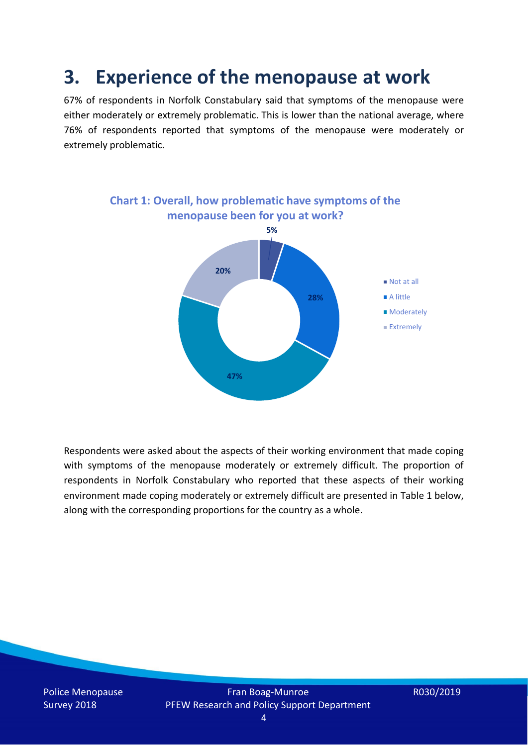# 3. Experience of the menopause at work

67% of respondents in Norfolk Constabulary said that symptoms of the menopause were either moderately or extremely problematic. This is lower than the national average, where 76% of respondents reported that symptoms of the menopause were moderately or extremely problematic.

**Chart 1: Overall, how problematic have symptoms of the menopause been for you at work?**

| Response | % |
|---|---|
| Not at all | 5% |
| A little | 28% |
| Moderately | 47% |
| Extremely | 20% |

Respondents were asked about the aspects of their working environment that made coping with symptoms of the menopause moderately or extremely difficult. The proportion of respondents in Norfolk Constabulary who reported that these aspects of their working environment made coping moderately or extremely difficult are presented in Table 1 below, along with the corresponding proportions for the country as a whole.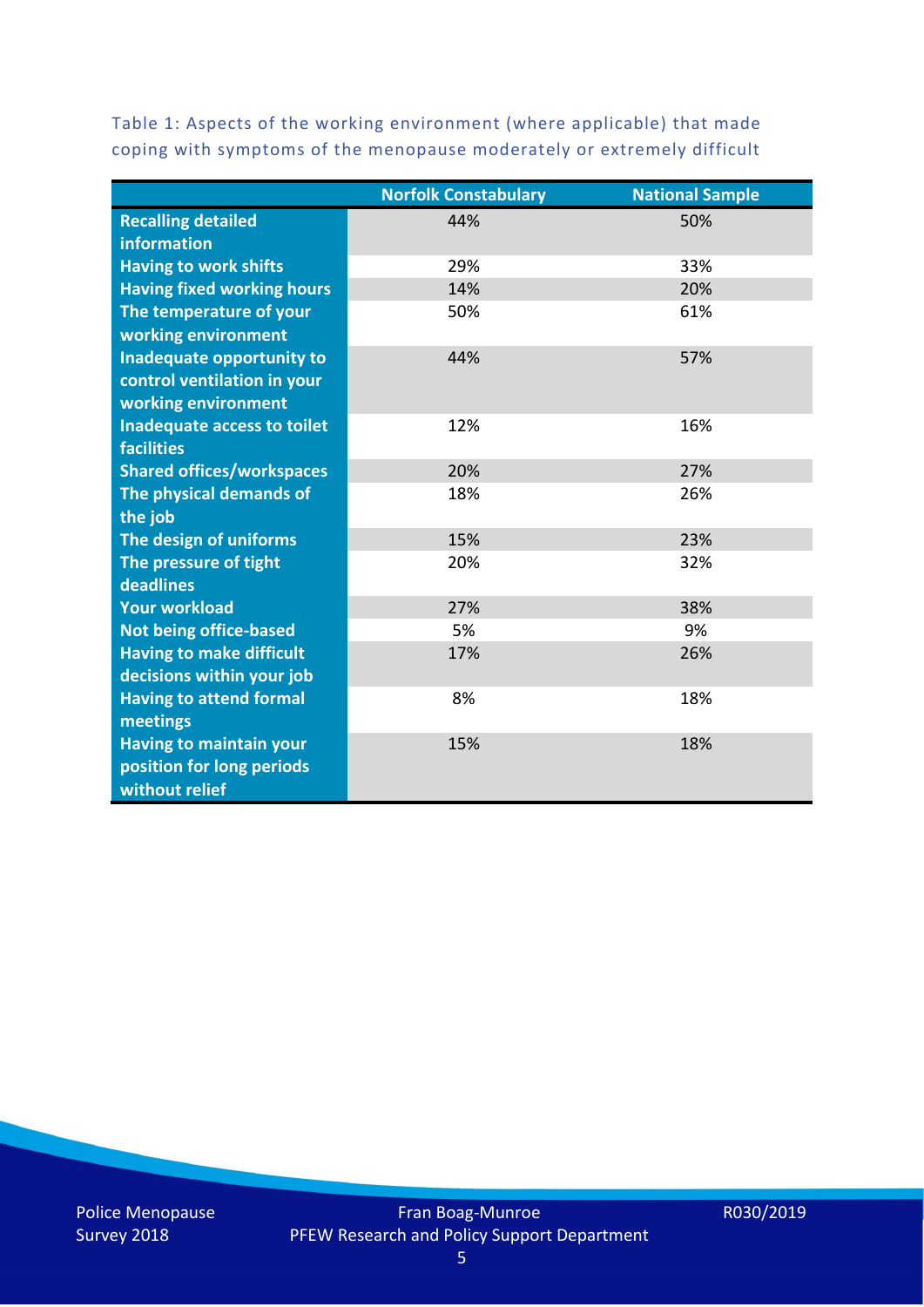Table 1: Aspects of the working environment (where applicable) that made coping with symptoms of the menopause moderately or extremely difficult

| | Norfolk Constabulary | National Sample |
|---|---|---|
| **Recalling detailed information** | 44% | 50% |
| **Having to work shifts** | 29% | 33% |
| **Having fixed working hours** | 14% | 20% |
| **The temperature of your working environment** | 50% | 61% |
| **Inadequate opportunity to control ventilation in your working environment** | 44% | 57% |
| **Inadequate access to toilet facilities** | 12% | 16% |
| **Shared offices/workspaces** | 20% | 27% |
| **The physical demands of the job** | 18% | 26% |
| **The design of uniforms** | 15% | 23% |
| **The pressure of tight deadlines** | 20% | 32% |
| **Your workload** | 27% | 38% |
| **Not being office-based** | 5% | 9% |
| **Having to make difficult decisions within your job** | 17% | 26% |
| **Having to attend formal meetings** | 8% | 18% |
| **Having to maintain your position for long periods without relief** | 15% | 18% |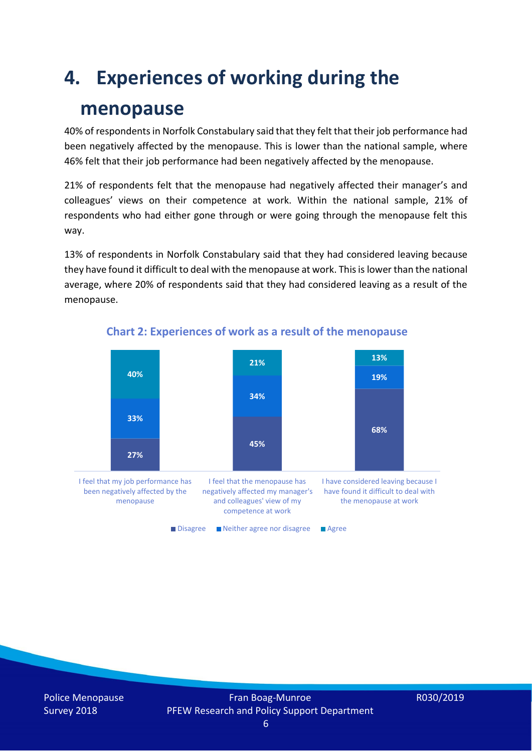# 4. Experiences of working during the menopause

40% of respondents in Norfolk Constabulary said that they felt that their job performance had been negatively affected by the menopause. This is lower than the national sample, where 46% felt that their job performance had been negatively affected by the menopause.

21% of respondents felt that the menopause had negatively affected their manager's and colleagues' views on their competence at work. Within the national sample, 21% of respondents who had either gone through or were going through the menopause felt this way.

13% of respondents in Norfolk Constabulary said that they had considered leaving because they have found it difficult to deal with the menopause at work. This is lower than the national average, where 20% of respondents said that they had considered leaving as a result of the menopause.

**Chart 2: Experiences of work as a result of the menopause**

| | Disagree | Neither agree nor disagree | Agree |
|---|---|---|---|
| I feel that my job performance has been negatively affected by the menopause | 27% | 33% | 40% |
| I feel that the menopause has negatively affected my manager's and colleagues' view of my competence at work | 45% | 34% | 21% |
| I have considered leaving because I have found it difficult to deal with the menopause at work | 68% | 19% | 13% |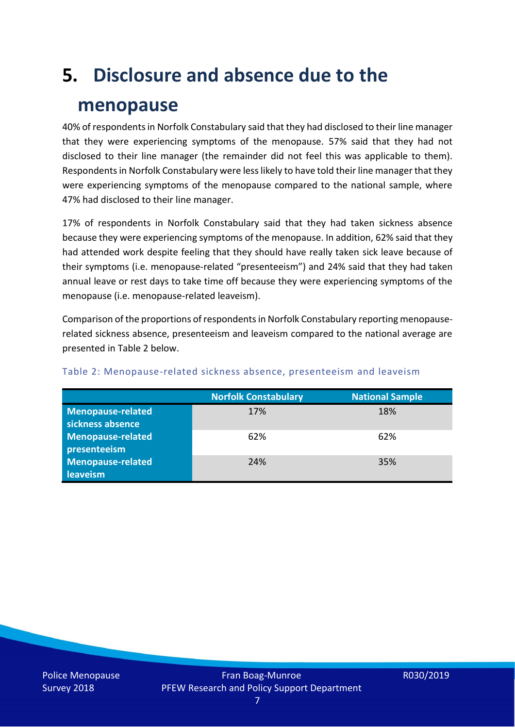# 5. Disclosure and absence due to the menopause

40% of respondents in Norfolk Constabulary said that they had disclosed to their line manager that they were experiencing symptoms of the menopause. 57% said that they had not disclosed to their line manager (the remainder did not feel this was applicable to them). Respondents in Norfolk Constabulary were less likely to have told their line manager that they were experiencing symptoms of the menopause compared to the national sample, where 47% had disclosed to their line manager.

17% of respondents in Norfolk Constabulary said that they had taken sickness absence because they were experiencing symptoms of the menopause. In addition, 62% said that they had attended work despite feeling that they should have really taken sick leave because of their symptoms (i.e. menopause-related "presenteeism") and 24% said that they had taken annual leave or rest days to take time off because they were experiencing symptoms of the menopause (i.e. menopause-related leaveism).

Comparison of the proportions of respondents in Norfolk Constabulary reporting menopause-related sickness absence, presenteeism and leaveism compared to the national average are presented in Table 2 below.

Table 2: Menopause-related sickness absence, presenteeism and leaveism

| | Norfolk Constabulary | National Sample |
|---|---|---|
| **Menopause-related sickness absence** | 17% | 18% |
| **Menopause-related presenteeism** | 62% | 62% |
| **Menopause-related leaveism** | 24% | 35% |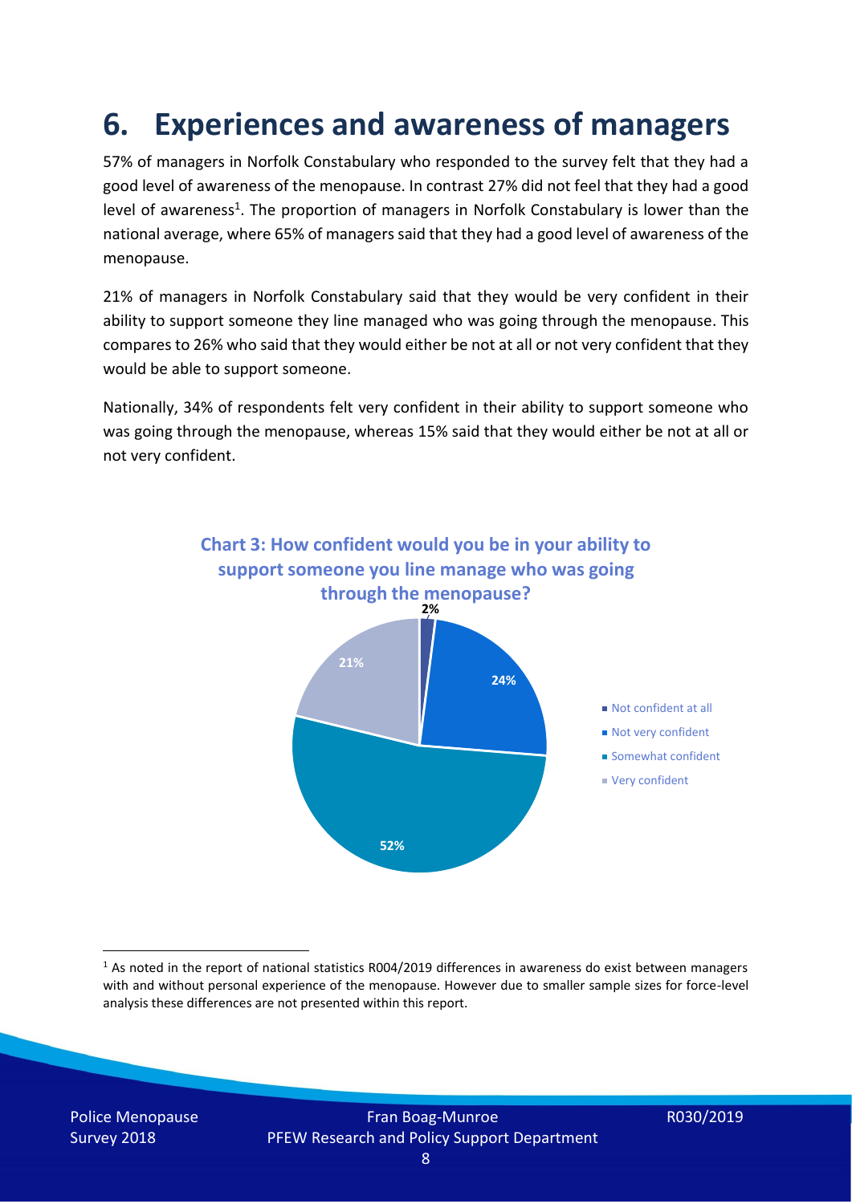# 6. Experiences and awareness of managers

57% of managers in Norfolk Constabulary who responded to the survey felt that they had a good level of awareness of the menopause. In contrast 27% did not feel that they had a good level of awareness[1]. The proportion of managers in Norfolk Constabulary is lower than the national average, where 65% of managers said that they had a good level of awareness of the menopause.

21% of managers in Norfolk Constabulary said that they would be very confident in their ability to support someone they line managed who was going through the menopause. This compares to 26% who said that they would either be not at all or not very confident that they would be able to support someone.

Nationally, 34% of respondents felt very confident in their ability to support someone who was going through the menopause, whereas 15% said that they would either be not at all or not very confident.

**Chart 3: How confident would you be in your ability to support someone you line manage who was going through the menopause?**

2%
24%
52%
21%

Not confident at all
Not very confident
Somewhat confident
Very confident

[1] As noted in the report of national statistics R004/2019 differences in awareness do exist between managers with and without personal experience of the menopause. However due to smaller sample sizes for force-level analysis these differences are not presented within this report.